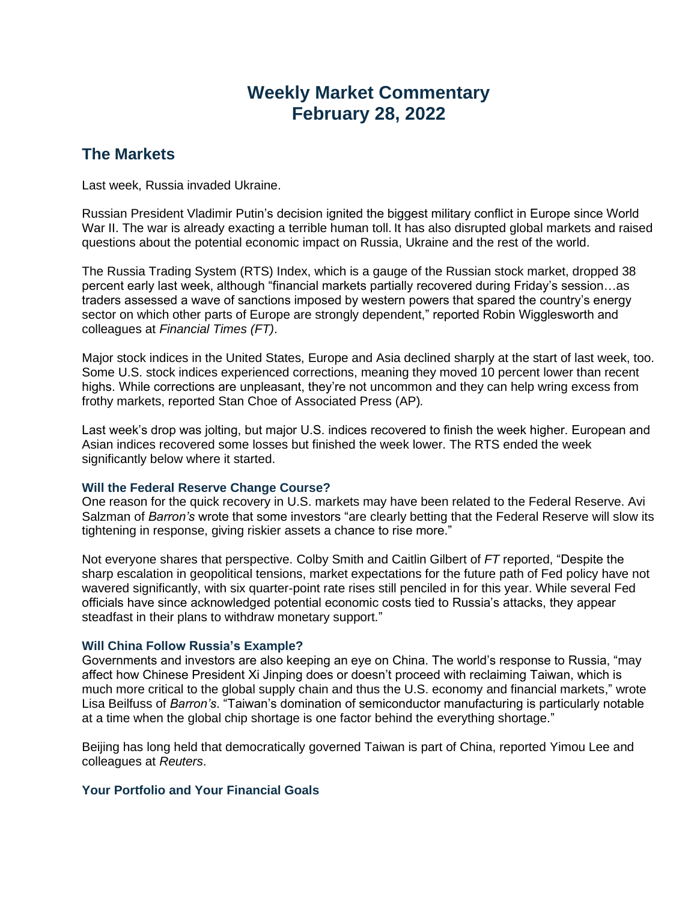# Weekly Market Commentary
# February 28, 2022

## The Markets

Last week, Russia invaded Ukraine.

Russian President Vladimir Putin's decision ignited the biggest military conflict in Europe since World War II. The war is already exacting a terrible human toll. It has also disrupted global markets and raised questions about the potential economic impact on Russia, Ukraine and the rest of the world.

The Russia Trading System (RTS) Index, which is a gauge of the Russian stock market, dropped 38 percent early last week, although "financial markets partially recovered during Friday's session…as traders assessed a wave of sanctions imposed by western powers that spared the country's energy sector on which other parts of Europe are strongly dependent," reported Robin Wigglesworth and colleagues at *Financial Times (FT)*.

Major stock indices in the United States, Europe and Asia declined sharply at the start of last week, too. Some U.S. stock indices experienced corrections, meaning they moved 10 percent lower than recent highs. While corrections are unpleasant, they're not uncommon and they can help wring excess from frothy markets, reported Stan Choe of Associated Press (AP)*.*

Last week's drop was jolting, but major U.S. indices recovered to finish the week higher. European and Asian indices recovered some losses but finished the week lower. The RTS ended the week significantly below where it started.

### Will the Federal Reserve Change Course?

One reason for the quick recovery in U.S. markets may have been related to the Federal Reserve. Avi Salzman of *Barron's* wrote that some investors "are clearly betting that the Federal Reserve will slow its tightening in response, giving riskier assets a chance to rise more."

Not everyone shares that perspective. Colby Smith and Caitlin Gilbert of *FT* reported, "Despite the sharp escalation in geopolitical tensions, market expectations for the future path of Fed policy have not wavered significantly, with six quarter-point rate rises still penciled in for this year. While several Fed officials have since acknowledged potential economic costs tied to Russia's attacks, they appear steadfast in their plans to withdraw monetary support."

### Will China Follow Russia's Example?

Governments and investors are also keeping an eye on China. The world's response to Russia, "may affect how Chinese President Xi Jinping does or doesn't proceed with reclaiming Taiwan, which is much more critical to the global supply chain and thus the U.S. economy and financial markets," wrote Lisa Beilfuss of *Barron's*. "Taiwan's domination of semiconductor manufacturing is particularly notable at a time when the global chip shortage is one factor behind the everything shortage."

Beijing has long held that democratically governed Taiwan is part of China, reported Yimou Lee and colleagues at *Reuters*.

### Your Portfolio and Your Financial Goals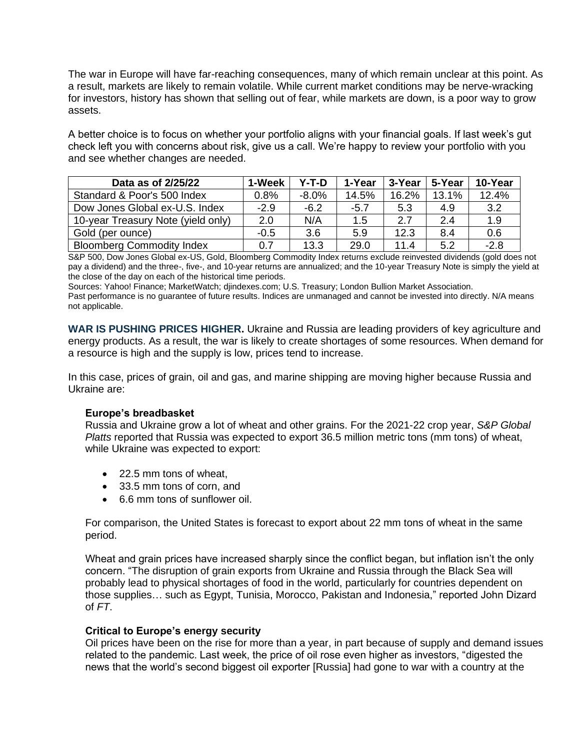The war in Europe will have far-reaching consequences, many of which remain unclear at this point. As a result, markets are likely to remain volatile. While current market conditions may be nerve-wracking for investors, history has shown that selling out of fear, while markets are down, is a poor way to grow assets.

A better choice is to focus on whether your portfolio aligns with your financial goals. If last week's gut check left you with concerns about risk, give us a call. We're happy to review your portfolio with you and see whether changes are needed.

| Data as of 2/25/22 | 1-Week | Y-T-D | 1-Year | 3-Year | 5-Year | 10-Year |
|---|---|---|---|---|---|---|
| Standard & Poor's 500 Index | 0.8% | -8.0% | 14.5% | 16.2% | 13.1% | 12.4% |
| Dow Jones Global ex-U.S. Index | -2.9 | -6.2 | -5.7 | 5.3 | 4.9 | 3.2 |
| 10-year Treasury Note (yield only) | 2.0 | N/A | 1.5 | 2.7 | 2.4 | 1.9 |
| Gold (per ounce) | -0.5 | 3.6 | 5.9 | 12.3 | 8.4 | 0.6 |
| Bloomberg Commodity Index | 0.7 | 13.3 | 29.0 | 11.4 | 5.2 | -2.8 |

S&P 500, Dow Jones Global ex-US, Gold, Bloomberg Commodity Index returns exclude reinvested dividends (gold does not pay a dividend) and the three-, five-, and 10-year returns are annualized; and the 10-year Treasury Note is simply the yield at the close of the day on each of the historical time periods.

Sources: Yahoo! Finance; MarketWatch; djindexes.com; U.S. Treasury; London Bullion Market Association.

Past performance is no guarantee of future results. Indices are unmanaged and cannot be invested into directly. N/A means not applicable.

**WAR IS PUSHING PRICES HIGHER.** Ukraine and Russia are leading providers of key agriculture and energy products. As a result, the war is likely to create shortages of some resources. When demand for a resource is high and the supply is low, prices tend to increase.

In this case, prices of grain, oil and gas, and marine shipping are moving higher because Russia and Ukraine are:

**Europe's breadbasket**

Russia and Ukraine grow a lot of wheat and other grains. For the 2021-22 crop year, *S&P Global Platts* reported that Russia was expected to export 36.5 million metric tons (mm tons) of wheat, while Ukraine was expected to export:

- 22.5 mm tons of wheat,
- 33.5 mm tons of corn, and
- 6.6 mm tons of sunflower oil.

For comparison, the United States is forecast to export about 22 mm tons of wheat in the same period.

Wheat and grain prices have increased sharply since the conflict began, but inflation isn't the only concern. "The disruption of grain exports from Ukraine and Russia through the Black Sea will probably lead to physical shortages of food in the world, particularly for countries dependent on those supplies… such as Egypt, Tunisia, Morocco, Pakistan and Indonesia," reported John Dizard of *FT*.

**Critical to Europe's energy security**

Oil prices have been on the rise for more than a year, in part because of supply and demand issues related to the pandemic. Last week, the price of oil rose even higher as investors, "digested the news that the world's second biggest oil exporter [Russia] had gone to war with a country at the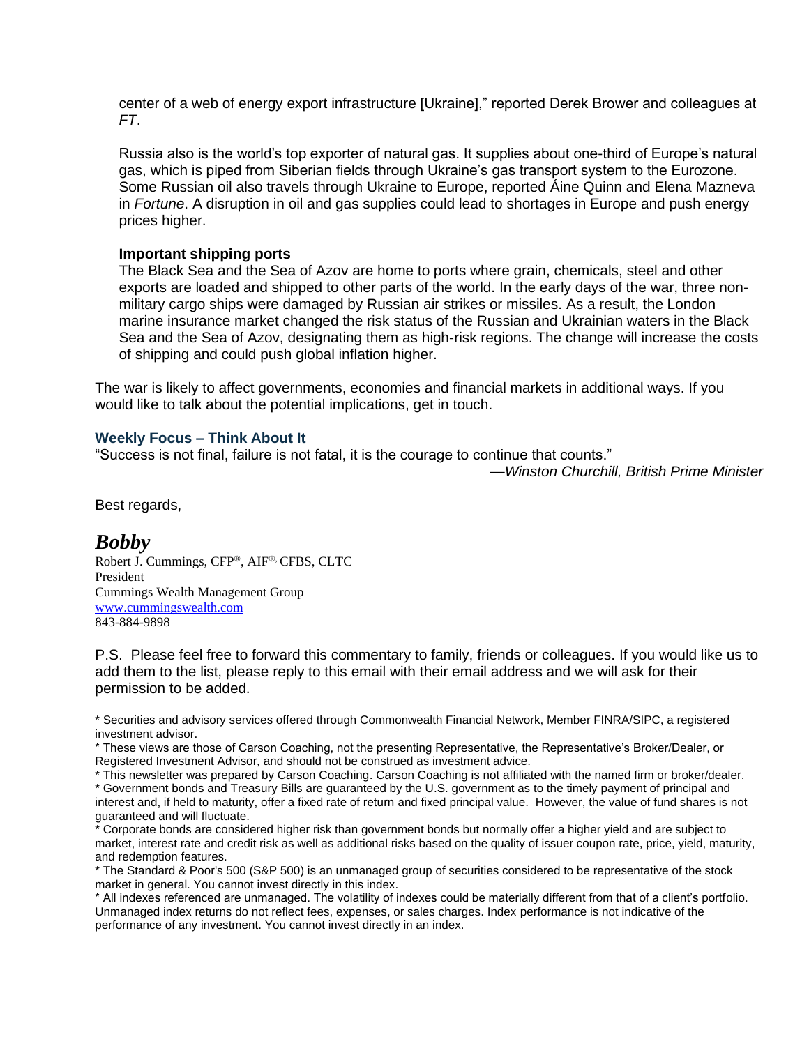center of a web of energy export infrastructure [Ukraine],” reported Derek Brower and colleagues at *FT*.

Russia also is the world’s top exporter of natural gas. It supplies about one-third of Europe’s natural gas, which is piped from Siberian fields through Ukraine’s gas transport system to the Eurozone. Some Russian oil also travels through Ukraine to Europe, reported Áine Quinn and Elena Mazneva in *Fortune*. A disruption in oil and gas supplies could lead to shortages in Europe and push energy prices higher.

**Important shipping ports**

The Black Sea and the Sea of Azov are home to ports where grain, chemicals, steel and other exports are loaded and shipped to other parts of the world. In the early days of the war, three non-military cargo ships were damaged by Russian air strikes or missiles. As a result, the London marine insurance market changed the risk status of the Russian and Ukrainian waters in the Black Sea and the Sea of Azov, designating them as high-risk regions. The change will increase the costs of shipping and could push global inflation higher.

The war is likely to affect governments, economies and financial markets in additional ways. If you would like to talk about the potential implications, get in touch.

### Weekly Focus – Think About It

“Success is not final, failure is not fatal, it is the courage to continue that counts.”

—*Winston Churchill, British Prime Minister*

Best regards,

***Bobby***

Robert J. Cummings, CFP®, AIF®, CFBS, CLTC
President
Cummings Wealth Management Group
www.cummingswealth.com
843-884-9898

P.S. Please feel free to forward this commentary to family, friends or colleagues. If you would like us to add them to the list, please reply to this email with their email address and we will ask for their permission to be added.

* Securities and advisory services offered through Commonwealth Financial Network, Member FINRA/SIPC, a registered investment advisor.
* These views are those of Carson Coaching, not the presenting Representative, the Representative’s Broker/Dealer, or Registered Investment Advisor, and should not be construed as investment advice.
* This newsletter was prepared by Carson Coaching. Carson Coaching is not affiliated with the named firm or broker/dealer.
* Government bonds and Treasury Bills are guaranteed by the U.S. government as to the timely payment of principal and interest and, if held to maturity, offer a fixed rate of return and fixed principal value. However, the value of fund shares is not guaranteed and will fluctuate.
* Corporate bonds are considered higher risk than government bonds but normally offer a higher yield and are subject to market, interest rate and credit risk as well as additional risks based on the quality of issuer coupon rate, price, yield, maturity, and redemption features.
* The Standard & Poor's 500 (S&P 500) is an unmanaged group of securities considered to be representative of the stock market in general. You cannot invest directly in this index.
* All indexes referenced are unmanaged. The volatility of indexes could be materially different from that of a client’s portfolio. Unmanaged index returns do not reflect fees, expenses, or sales charges. Index performance is not indicative of the performance of any investment. You cannot invest directly in an index.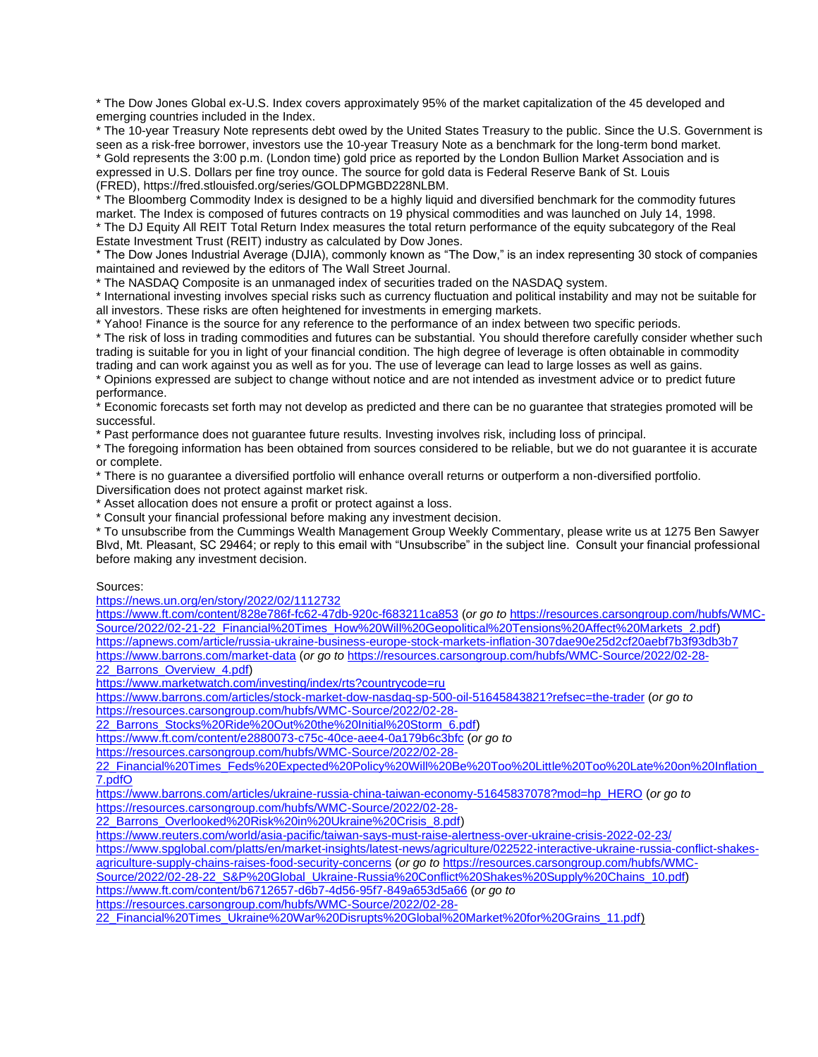* The Dow Jones Global ex-U.S. Index covers approximately 95% of the market capitalization of the 45 developed and emerging countries included in the Index.
* The 10-year Treasury Note represents debt owed by the United States Treasury to the public. Since the U.S. Government is seen as a risk-free borrower, investors use the 10-year Treasury Note as a benchmark for the long-term bond market.
* Gold represents the 3:00 p.m. (London time) gold price as reported by the London Bullion Market Association and is expressed in U.S. Dollars per fine troy ounce. The source for gold data is Federal Reserve Bank of St. Louis (FRED), https://fred.stlouisfed.org/series/GOLDPMGBD228NLBM.
* The Bloomberg Commodity Index is designed to be a highly liquid and diversified benchmark for the commodity futures market. The Index is composed of futures contracts on 19 physical commodities and was launched on July 14, 1998.
* The DJ Equity All REIT Total Return Index measures the total return performance of the equity subcategory of the Real Estate Investment Trust (REIT) industry as calculated by Dow Jones.
* The Dow Jones Industrial Average (DJIA), commonly known as "The Dow," is an index representing 30 stock of companies maintained and reviewed by the editors of The Wall Street Journal.
* The NASDAQ Composite is an unmanaged index of securities traded on the NASDAQ system.
* International investing involves special risks such as currency fluctuation and political instability and may not be suitable for all investors. These risks are often heightened for investments in emerging markets.
* Yahoo! Finance is the source for any reference to the performance of an index between two specific periods.
* The risk of loss in trading commodities and futures can be substantial. You should therefore carefully consider whether such trading is suitable for you in light of your financial condition. The high degree of leverage is often obtainable in commodity trading and can work against you as well as for you. The use of leverage can lead to large losses as well as gains.
* Opinions expressed are subject to change without notice and are not intended as investment advice or to predict future performance.
* Economic forecasts set forth may not develop as predicted and there can be no guarantee that strategies promoted will be successful.
* Past performance does not guarantee future results. Investing involves risk, including loss of principal.
* The foregoing information has been obtained from sources considered to be reliable, but we do not guarantee it is accurate or complete.
* There is no guarantee a diversified portfolio will enhance overall returns or outperform a non-diversified portfolio. Diversification does not protect against market risk.
* Asset allocation does not ensure a profit or protect against a loss.
* Consult your financial professional before making any investment decision.
* To unsubscribe from the Cummings Wealth Management Group Weekly Commentary, please write us at 1275 Ben Sawyer Blvd, Mt. Pleasant, SC 29464; or reply to this email with "Unsubscribe" in the subject line. Consult your financial professional before making any investment decision.

Sources:

https://news.un.org/en/story/2022/02/1112732
https://www.ft.com/content/828e786f-fc62-47db-920c-f683211ca853 (*or go to* https://resources.carsongroup.com/hubfs/WMC-Source/2022/02-21-22_Financial%20Times_How%20Will%20Geopolitical%20Tensions%20Affect%20Markets_2.pdf)
https://apnews.com/article/russia-ukraine-business-europe-stock-markets-inflation-307dae90e25d2cf20aebf7b3f93db3b7
https://www.barrons.com/market-data (*or go to* https://resources.carsongroup.com/hubfs/WMC-Source/2022/02-28-22_Barrons_Overview_4.pdf)
https://www.marketwatch.com/investing/index/rts?countrycode=ru
https://www.barrons.com/articles/stock-market-dow-nasdaq-sp-500-oil-51645843821?refsec=the-trader (*or go to* https://resources.carsongroup.com/hubfs/WMC-Source/2022/02-28-22_Barrons_Stocks%20Ride%20Out%20the%20Initial%20Storm_6.pdf)
https://www.ft.com/content/e2880073-c75c-40ce-aee4-0a179b6c3bfc (*or go to* https://resources.carsongroup.com/hubfs/WMC-Source/2022/02-28-22_Financial%20Times_Feds%20Expected%20Policy%20Will%20Be%20Too%20Little%20Too%20Late%20on%20Inflation_7.pdfO
https://www.barrons.com/articles/ukraine-russia-china-taiwan-economy-51645837078?mod=hp_HERO (*or go to* https://resources.carsongroup.com/hubfs/WMC-Source/2022/02-28-22_Barrons_Overlooked%20Risk%20in%20Ukraine%20Crisis_8.pdf)
https://www.reuters.com/world/asia-pacific/taiwan-says-must-raise-alertness-over-ukraine-crisis-2022-02-23/
https://www.spglobal.com/platts/en/market-insights/latest-news/agriculture/022522-interactive-ukraine-russia-conflict-shakes-agriculture-supply-chains-raises-food-security-concerns (*or go to* https://resources.carsongroup.com/hubfs/WMC-Source/2022/02-28-22_S&P%20Global_Ukraine-Russia%20Conflict%20Shakes%20Supply%20Chains_10.pdf)
https://www.ft.com/content/b6712657-d6b7-4d56-95f7-849a653d5a66 (*or go to* https://resources.carsongroup.com/hubfs/WMC-Source/2022/02-28-22_Financial%20Times_Ukraine%20War%20Disrupts%20Global%20Market%20for%20Grains_11.pdf)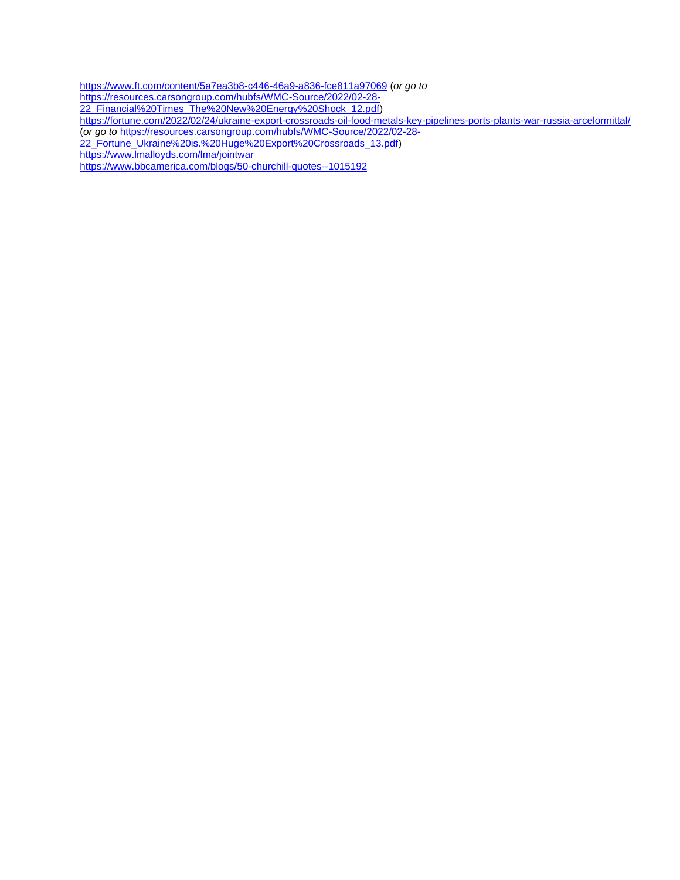https://www.ft.com/content/5a7ea3b8-c446-46a9-a836-fce811a97069 (*or go to* https://resources.carsongroup.com/hubfs/WMC-Source/2022/02-28-22_Financial%20Times_The%20New%20Energy%20Shock_12.pdf)

https://fortune.com/2022/02/24/ukraine-export-crossroads-oil-food-metals-key-pipelines-ports-plants-war-russia-arcelormittal/ (*or go to* https://resources.carsongroup.com/hubfs/WMC-Source/2022/02-28-22_Fortune_Ukraine%20is.%20Huge%20Export%20Crossroads_13.pdf)

https://www.lmalloyds.com/lma/jointwar

https://www.bbcamerica.com/blogs/50-churchill-quotes--1015192